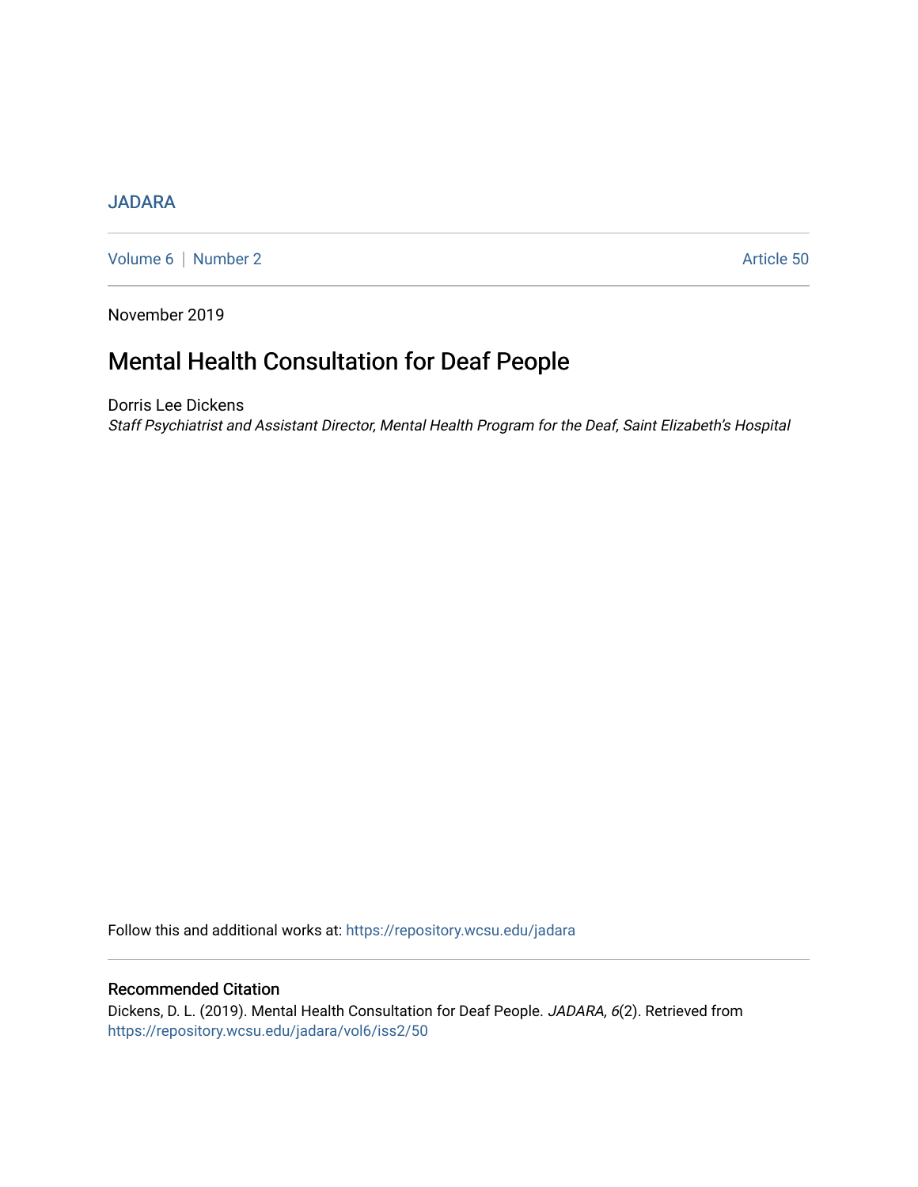JADARA

Volume 6 | Number 2 Article 50

November 2019

# Mental Health Consultation for Deaf People

Dorris Lee Dickens

*Staff Psychiatrist and Assistant Director, Mental Health Program for the Deaf, Saint Elizabeth's Hospital*

Follow this and additional works at: https://repository.wcsu.edu/jadara

## Recommended Citation

Dickens, D. L. (2019). Mental Health Consultation for Deaf People. *JADARA, 6*(2). Retrieved from https://repository.wcsu.edu/jadara/vol6/iss2/50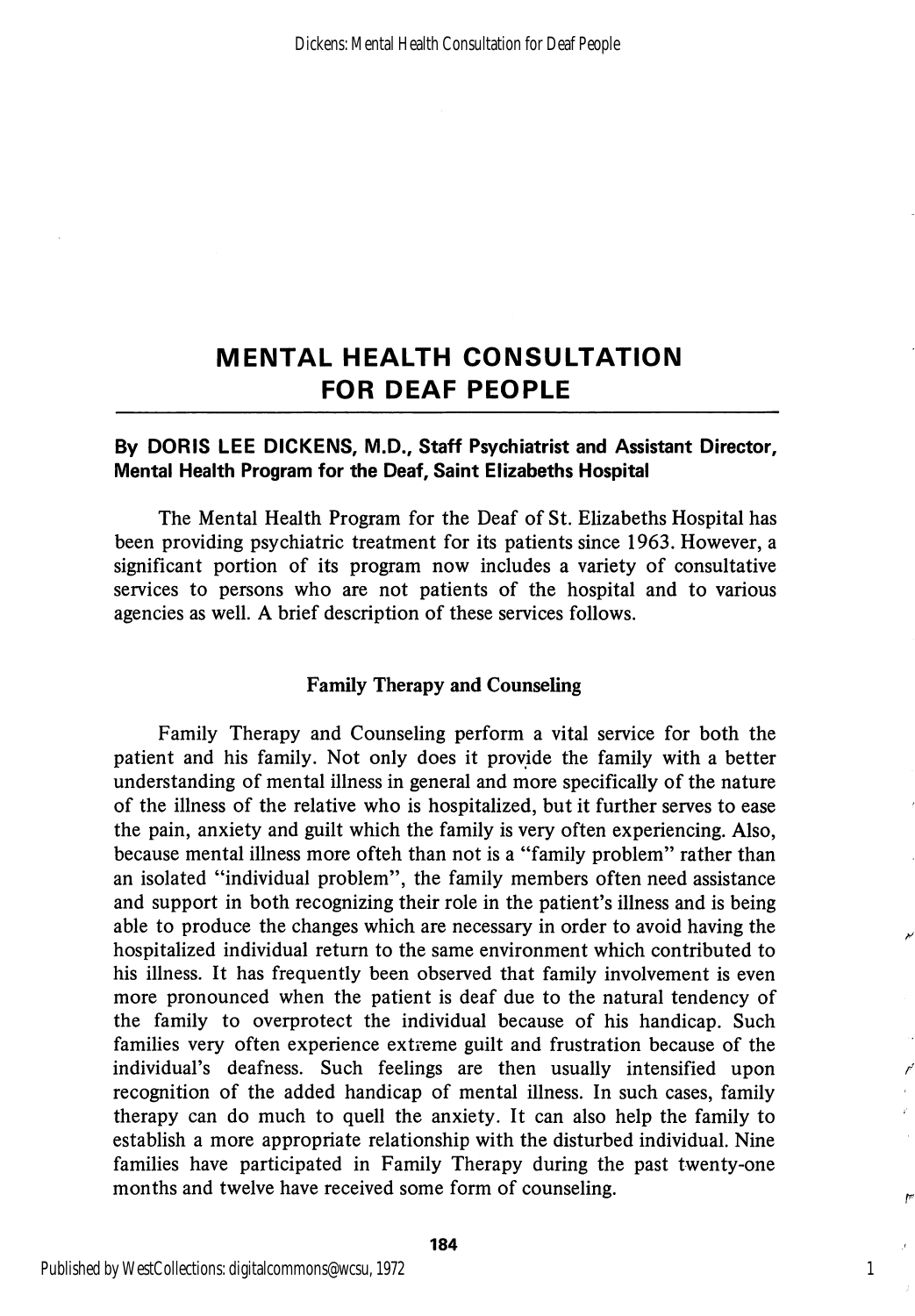# MENTAL HEALTH CONSULTATION FOR DEAF PEOPLE

**By DORIS LEE DICKENS, M.D., Staff Psychiatrist and Assistant Director, Mental Health Program for the Deaf, Saint Elizabeths Hospital**

The Mental Health Program for the Deaf of St. Elizabeths Hospital has been providing psychiatric treatment for its patients since 1963. However, a significant portion of its program now includes a variety of consultative services to persons who are not patients of the hospital and to various agencies as well. A brief description of these services follows.

### Family Therapy and Counseling

Family Therapy and Counseling perform a vital service for both the patient and his family. Not only does it provide the family with a better understanding of mental illness in general and more specifically of the nature of the illness of the relative who is hospitalized, but it further serves to ease the pain, anxiety and guilt which the family is very often experiencing. Also, because mental illness more ofteh than not is a "family problem" rather than an isolated "individual problem", the family members often need assistance and support in both recognizing their role in the patient's illness and is being able to produce the changes which are necessary in order to avoid having the hospitalized individual return to the same environment which contributed to his illness. It has frequently been observed that family involvement is even more pronounced when the patient is deaf due to the natural tendency of the family to overprotect the individual because of his handicap. Such families very often experience extreme guilt and frustration because of the individual's deafness. Such feelings are then usually intensified upon recognition of the added handicap of mental illness. In such cases, family therapy can do much to quell the anxiety. It can also help the family to establish a more appropriate relationship with the disturbed individual. Nine families have participated in Family Therapy during the past twenty-one months and twelve have received some form of counseling.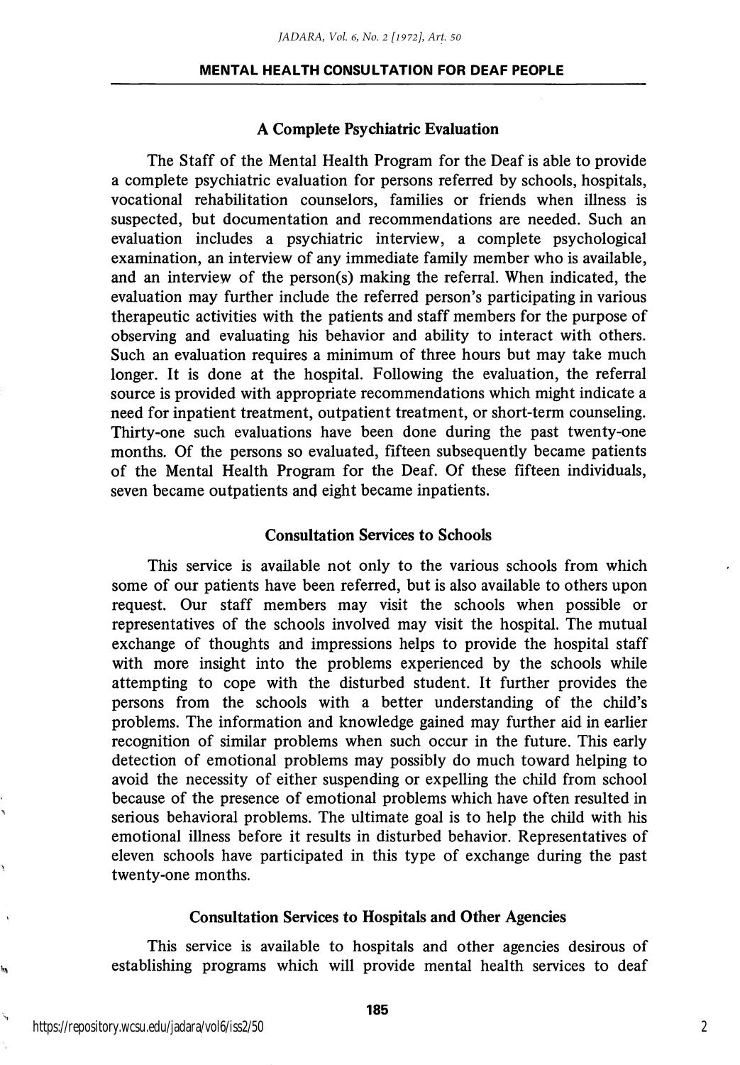### A Complete Psychiatric Evaluation

The Staff of the Mental Health Program for the Deaf is able to provide a complete psychiatric evaluation for persons referred by schools, hospitals, vocational rehabilitation counselors, families or friends when illness is suspected, but documentation and recommendations are needed. Such an evaluation includes a psychiatric interview, a complete psychological examination, an interview of any immediate family member who is available, and an interview of the person(s) making the referral. When indicated, the evaluation may further include the referred person's participating in various therapeutic activities with the patients and staff members for the purpose of observing and evaluating his behavior and ability to interact with others. Such an evaluation requires a minimum of three hours but may take much longer. It is done at the hospital. Following the evaluation, the referral source is provided with appropriate recommendations which might indicate a need for inpatient treatment, outpatient treatment, or short-term counseling. Thirty-one such evaluations have been done during the past twenty-one months. Of the persons so evaluated, fifteen subsequently became patients of the Mental Health Program for the Deaf. Of these fifteen individuals, seven became outpatients and eight became inpatients.

### Consultation Services to Schools

This service is available not only to the various schools from which some of our patients have been referred, but is also available to others upon request. Our staff members may visit the schools when possible or representatives of the schools involved may visit the hospital. The mutual exchange of thoughts and impressions helps to provide the hospital staff with more insight into the problems experienced by the schools while attempting to cope with the disturbed student. It further provides the persons from the schools with a better understanding of the child's problems. The information and knowledge gained may further aid in earlier recognition of similar problems when such occur in the future. This early detection of emotional problems may possibly do much toward helping to avoid the necessity of either suspending or expelling the child from school because of the presence of emotional problems which have often resulted in serious behavioral problems. The ultimate goal is to help the child with his emotional illness before it results in disturbed behavior. Representatives of eleven schools have participated in this type of exchange during the past twenty-one months.

### Consultation Services to Hospitals and Other Agencies

This service is available to hospitals and other agencies desirous of establishing programs which will provide mental health services to deaf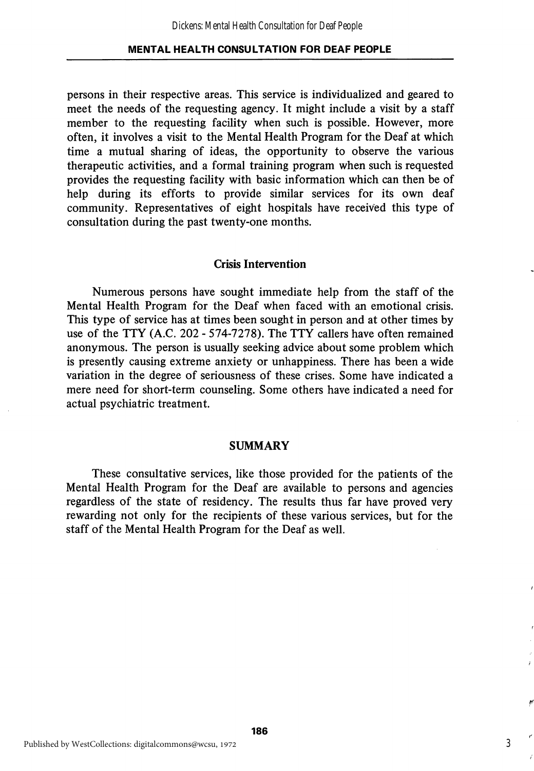persons in their respective areas. This service is individualized and geared to meet the needs of the requesting agency. It might include a visit by a staff member to the requesting facility when such is possible. However, more often, it involves a visit to the Mental Health Program for the Deaf at which time a mutual sharing of ideas, the opportunity to observe the various therapeutic activities, and a formal training program when such is requested provides the requesting facility with basic information which can then be of help during its efforts to provide similar services for its own deaf community. Representatives of eight hospitals have received this type of consultation during the past twenty-one months.

### Crisis Intervention

Numerous persons have sought immediate help from the staff of the Mental Health Program for the Deaf when faced with an emotional crisis. This type of service has at times been sought in person and at other times by use of the TTY (A.C. 202 - 574-7278). The TTY callers have often remained anonymous. The person is usually seeking advice about some problem which is presently causing extreme anxiety or unhappiness. There has been a wide variation in the degree of seriousness of these crises. Some have indicated a mere need for short-term counseling. Some others have indicated a need for actual psychiatric treatment.

## SUMMARY

These consultative services, like those provided for the patients of the Mental Health Program for the Deaf are available to persons and agencies regardless of the state of residency. The results thus far have proved very rewarding not only for the recipients of these various services, but for the staff of the Mental Health Program for the Deaf as well.